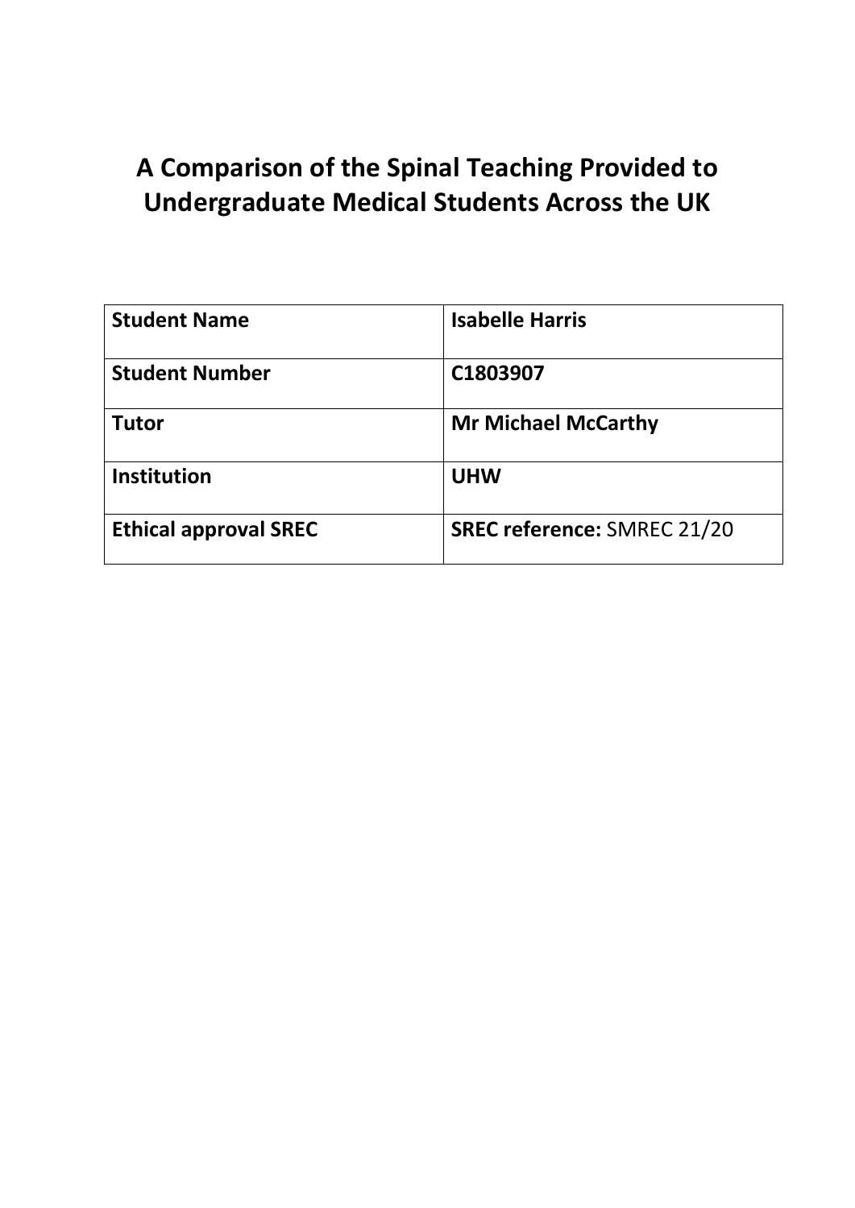# A Comparison of the Spinal Teaching Provided to Undergraduate Medical Students Across the UK

| **Student Name** | **Isabelle Harris** |
|---|---|
| **Student Number** | **C1803907** |
| **Tutor** | **Mr Michael McCarthy** |
| **Institution** | **UHW** |
| **Ethical approval SREC** | **SREC reference:** SMREC 21/20 |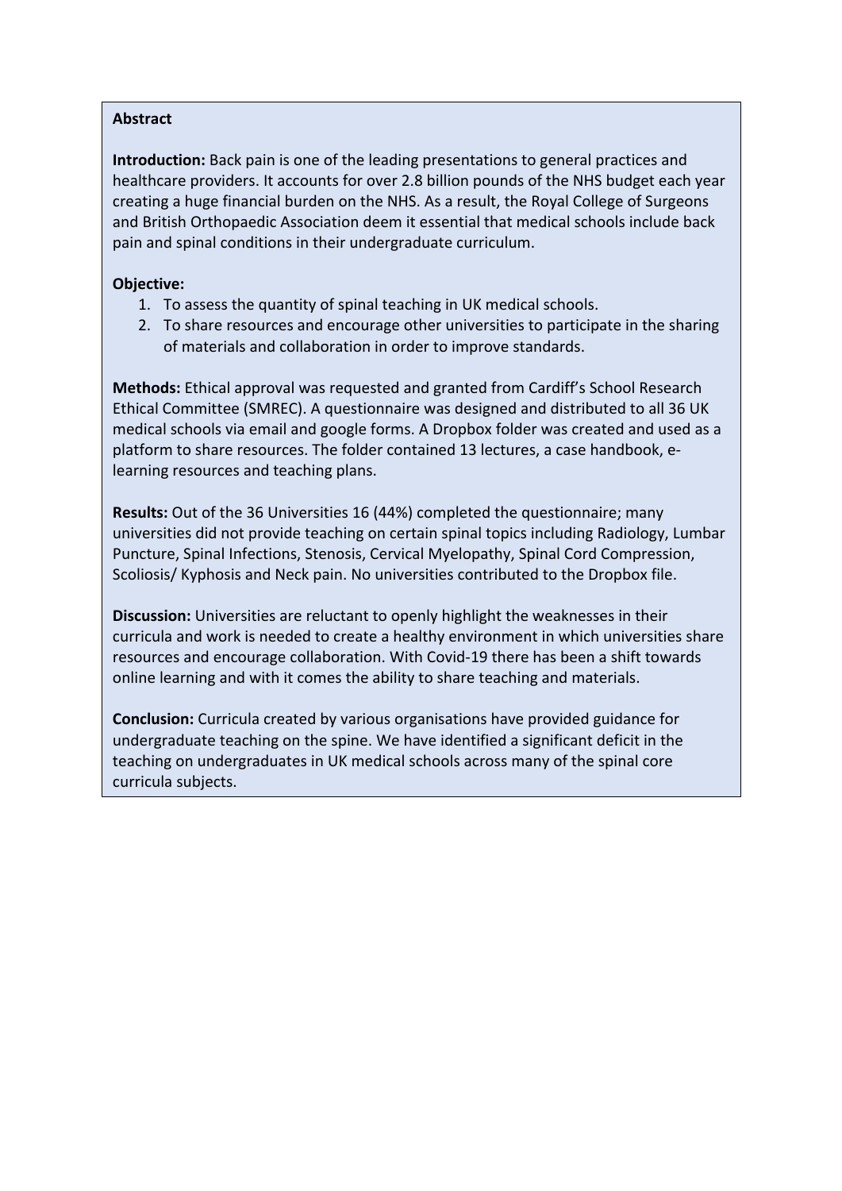## Abstract

**Introduction:** Back pain is one of the leading presentations to general practices and healthcare providers. It accounts for over 2.8 billion pounds of the NHS budget each year creating a huge financial burden on the NHS. As a result, the Royal College of Surgeons and British Orthopaedic Association deem it essential that medical schools include back pain and spinal conditions in their undergraduate curriculum.

**Objective:**

1. To assess the quantity of spinal teaching in UK medical schools.
2. To share resources and encourage other universities to participate in the sharing of materials and collaboration in order to improve standards.

**Methods:** Ethical approval was requested and granted from Cardiff's School Research Ethical Committee (SMREC). A questionnaire was designed and distributed to all 36 UK medical schools via email and google forms. A Dropbox folder was created and used as a platform to share resources. The folder contained 13 lectures, a case handbook, e-learning resources and teaching plans.

**Results:** Out of the 36 Universities 16 (44%) completed the questionnaire; many universities did not provide teaching on certain spinal topics including Radiology, Lumbar Puncture, Spinal Infections, Stenosis, Cervical Myelopathy, Spinal Cord Compression, Scoliosis/ Kyphosis and Neck pain. No universities contributed to the Dropbox file.

**Discussion:** Universities are reluctant to openly highlight the weaknesses in their curricula and work is needed to create a healthy environment in which universities share resources and encourage collaboration. With Covid-19 there has been a shift towards online learning and with it comes the ability to share teaching and materials.

**Conclusion:** Curricula created by various organisations have provided guidance for undergraduate teaching on the spine. We have identified a significant deficit in the teaching on undergraduates in UK medical schools across many of the spinal core curricula subjects.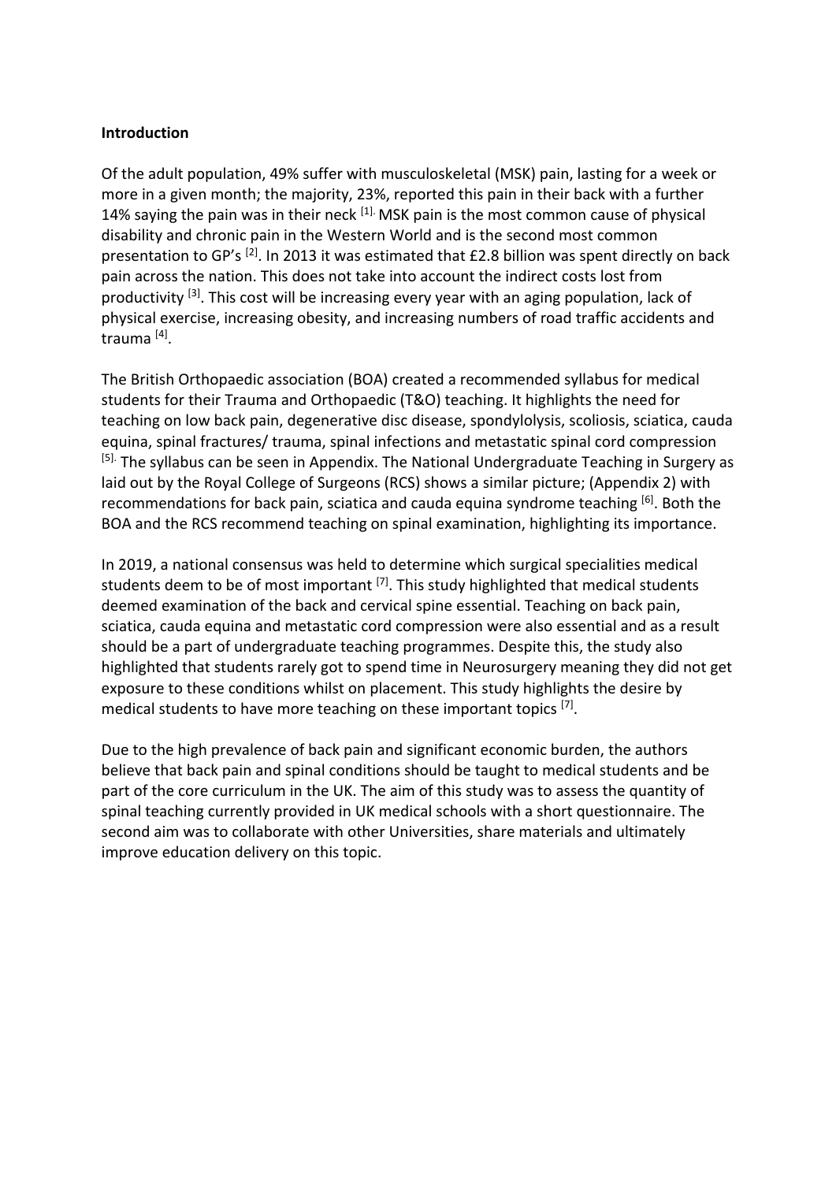**Introduction**

Of the adult population, 49% suffer with musculoskeletal (MSK) pain, lasting for a week or more in a given month; the majority, 23%, reported this pain in their back with a further 14% saying the pain was in their neck [1]. MSK pain is the most common cause of physical disability and chronic pain in the Western World and is the second most common presentation to GP's [2]. In 2013 it was estimated that £2.8 billion was spent directly on back pain across the nation. This does not take into account the indirect costs lost from productivity [3]. This cost will be increasing every year with an aging population, lack of physical exercise, increasing obesity, and increasing numbers of road traffic accidents and trauma [4].

The British Orthopaedic association (BOA) created a recommended syllabus for medical students for their Trauma and Orthopaedic (T&O) teaching. It highlights the need for teaching on low back pain, degenerative disc disease, spondylolysis, scoliosis, sciatica, cauda equina, spinal fractures/ trauma, spinal infections and metastatic spinal cord compression [5]. The syllabus can be seen in Appendix. The National Undergraduate Teaching in Surgery as laid out by the Royal College of Surgeons (RCS) shows a similar picture; (Appendix 2) with recommendations for back pain, sciatica and cauda equina syndrome teaching [6]. Both the BOA and the RCS recommend teaching on spinal examination, highlighting its importance.

In 2019, a national consensus was held to determine which surgical specialities medical students deem to be of most important [7]. This study highlighted that medical students deemed examination of the back and cervical spine essential. Teaching on back pain, sciatica, cauda equina and metastatic cord compression were also essential and as a result should be a part of undergraduate teaching programmes. Despite this, the study also highlighted that students rarely got to spend time in Neurosurgery meaning they did not get exposure to these conditions whilst on placement. This study highlights the desire by medical students to have more teaching on these important topics [7].

Due to the high prevalence of back pain and significant economic burden, the authors believe that back pain and spinal conditions should be taught to medical students and be part of the core curriculum in the UK. The aim of this study was to assess the quantity of spinal teaching currently provided in UK medical schools with a short questionnaire. The second aim was to collaborate with other Universities, share materials and ultimately improve education delivery on this topic.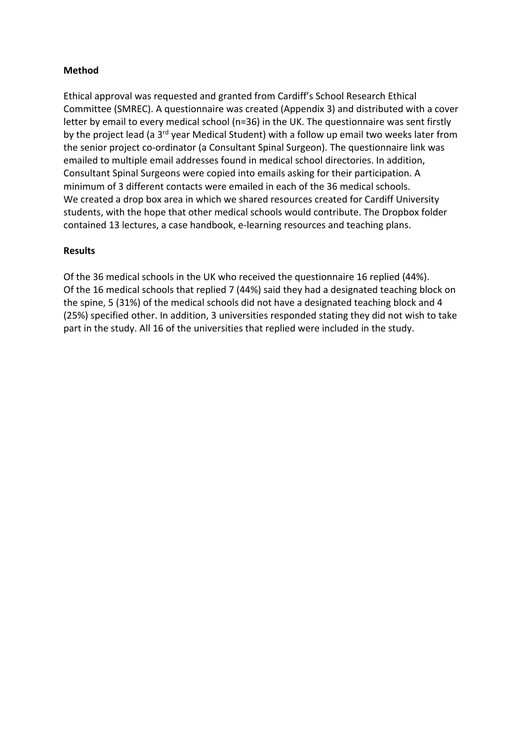**Method**

Ethical approval was requested and granted from Cardiff's School Research Ethical Committee (SMREC). A questionnaire was created (Appendix 3) and distributed with a cover letter by email to every medical school (n=36) in the UK. The questionnaire was sent firstly by the project lead (a 3rd year Medical Student) with a follow up email two weeks later from the senior project co-ordinator (a Consultant Spinal Surgeon). The questionnaire link was emailed to multiple email addresses found in medical school directories. In addition, Consultant Spinal Surgeons were copied into emails asking for their participation. A minimum of 3 different contacts were emailed in each of the 36 medical schools.
We created a drop box area in which we shared resources created for Cardiff University students, with the hope that other medical schools would contribute. The Dropbox folder contained 13 lectures, a case handbook, e-learning resources and teaching plans.

**Results**

Of the 36 medical schools in the UK who received the questionnaire 16 replied (44%).
Of the 16 medical schools that replied 7 (44%) said they had a designated teaching block on the spine, 5 (31%) of the medical schools did not have a designated teaching block and 4 (25%) specified other. In addition, 3 universities responded stating they did not wish to take part in the study. All 16 of the universities that replied were included in the study.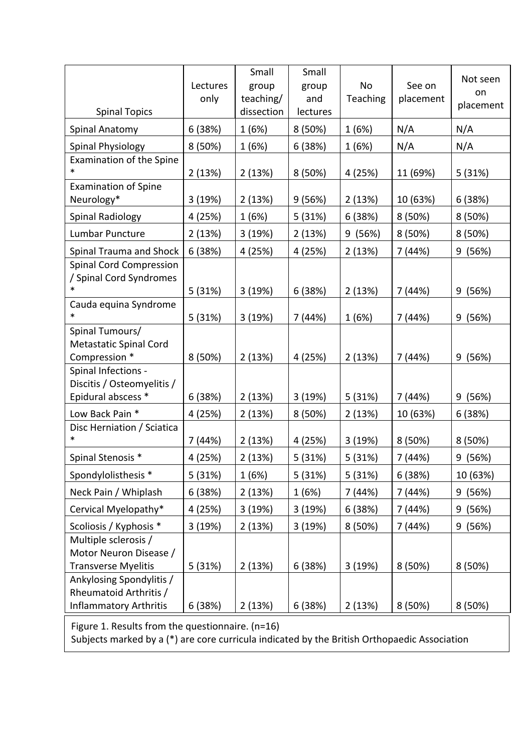| Spinal Topics | Lectures only | Small group teaching/ dissection | Small group and lectures | No Teaching | See on placement | Not seen on placement |
|---|---|---|---|---|---|---|
| Spinal Anatomy | 6 (38%) | 1 (6%) | 8 (50%) | 1 (6%) | N/A | N/A |
| Spinal Physiology | 8 (50%) | 1 (6%) | 6 (38%) | 1 (6%) | N/A | N/A |
| Examination of the Spine * | 2 (13%) | 2 (13%) | 8 (50%) | 4 (25%) | 11 (69%) | 5 (31%) |
| Examination of Spine Neurology* | 3 (19%) | 2 (13%) | 9 (56%) | 2 (13%) | 10 (63%) | 6 (38%) |
| Spinal Radiology | 4 (25%) | 1 (6%) | 5 (31%) | 6 (38%) | 8 (50%) | 8 (50%) |
| Lumbar Puncture | 2 (13%) | 3 (19%) | 2 (13%) | 9 (56%) | 8 (50%) | 8 (50%) |
| Spinal Trauma and Shock | 6 (38%) | 4 (25%) | 4 (25%) | 2 (13%) | 7 (44%) | 9 (56%) |
| Spinal Cord Compression / Spinal Cord Syndromes * | 5 (31%) | 3 (19%) | 6 (38%) | 2 (13%) | 7 (44%) | 9 (56%) |
| Cauda equina Syndrome * | 5 (31%) | 3 (19%) | 7 (44%) | 1 (6%) | 7 (44%) | 9 (56%) |
| Spinal Tumours/ Metastatic Spinal Cord Compression * | 8 (50%) | 2 (13%) | 4 (25%) | 2 (13%) | 7 (44%) | 9 (56%) |
| Spinal Infections - Discitis / Osteomyelitis / Epidural abscess * | 6 (38%) | 2 (13%) | 3 (19%) | 5 (31%) | 7 (44%) | 9 (56%) |
| Low Back Pain * | 4 (25%) | 2 (13%) | 8 (50%) | 2 (13%) | 10 (63%) | 6 (38%) |
| Disc Herniation / Sciatica * | 7 (44%) | 2 (13%) | 4 (25%) | 3 (19%) | 8 (50%) | 8 (50%) |
| Spinal Stenosis * | 4 (25%) | 2 (13%) | 5 (31%) | 5 (31%) | 7 (44%) | 9 (56%) |
| Spondylolisthesis * | 5 (31%) | 1 (6%) | 5 (31%) | 5 (31%) | 6 (38%) | 10 (63%) |
| Neck Pain / Whiplash | 6 (38%) | 2 (13%) | 1 (6%) | 7 (44%) | 7 (44%) | 9 (56%) |
| Cervical Myelopathy* | 4 (25%) | 3 (19%) | 3 (19%) | 6 (38%) | 7 (44%) | 9 (56%) |
| Scoliosis / Kyphosis * | 3 (19%) | 2 (13%) | 3 (19%) | 8 (50%) | 7 (44%) | 9 (56%) |
| Multiple sclerosis / Motor Neuron Disease / Transverse Myelitis | 5 (31%) | 2 (13%) | 6 (38%) | 3 (19%) | 8 (50%) | 8 (50%) |
| Ankylosing Spondylitis / Rheumatoid Arthritis / Inflammatory Arthritis | 6 (38%) | 2 (13%) | 6 (38%) | 2 (13%) | 8 (50%) | 8 (50%) |

Figure 1. Results from the questionnaire. (n=16)
Subjects marked by a (*) are core curricula indicated by the British Orthopaedic Association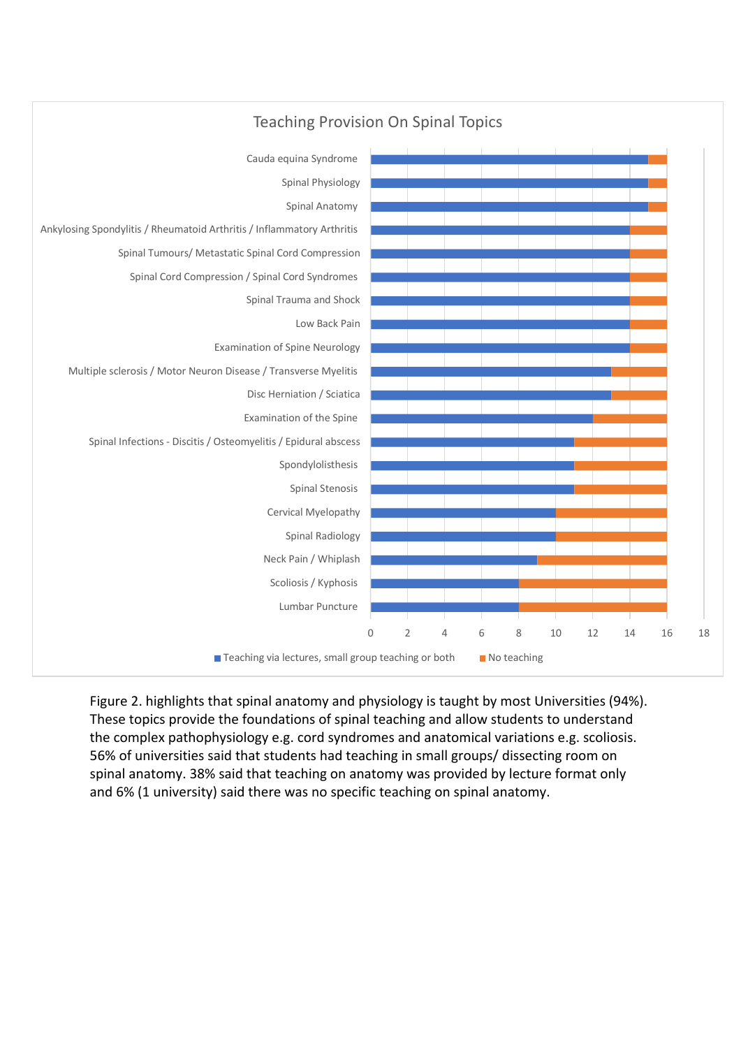## Teaching Provision On Spinal Topics

| Topic | Teaching via lectures, small group teaching or both | No teaching |
|---|---|---|
| Cauda equina Syndrome | 15 | 1 |
| Spinal Physiology | 15 | 1 |
| Spinal Anatomy | 15 | 1 |
| Ankylosing Spondylitis / Rheumatoid Arthritis / Inflammatory Arthritis | 14 | 2 |
| Spinal Tumours/ Metastatic Spinal Cord Compression | 14 | 2 |
| Spinal Cord Compression / Spinal Cord Syndromes | 14 | 2 |
| Spinal Trauma and Shock | 14 | 2 |
| Low Back Pain | 14 | 2 |
| Examination of Spine Neurology | 14 | 2 |
| Multiple sclerosis / Motor Neuron Disease / Transverse Myelitis | 13 | 3 |
| Disc Herniation / Sciatica | 13 | 3 |
| Examination of the Spine | 12 | 4 |
| Spinal Infections - Discitis / Osteomyelitis / Epidural abscess | 11 | 5 |
| Spondylolisthesis | 11 | 5 |
| Spinal Stenosis | 11 | 5 |
| Cervical Myelopathy | 10 | 6 |
| Spinal Radiology | 10 | 6 |
| Neck Pain / Whiplash | 9 | 7 |
| Scoliosis / Kyphosis | 8 | 8 |
| Lumbar Puncture | 8 | 8 |

Figure 2. highlights that spinal anatomy and physiology is taught by most Universities (94%). These topics provide the foundations of spinal teaching and allow students to understand the complex pathophysiology e.g. cord syndromes and anatomical variations e.g. scoliosis. 56% of universities said that students had teaching in small groups/ dissecting room on spinal anatomy. 38% said that teaching on anatomy was provided by lecture format only and 6% (1 university) said there was no specific teaching on spinal anatomy.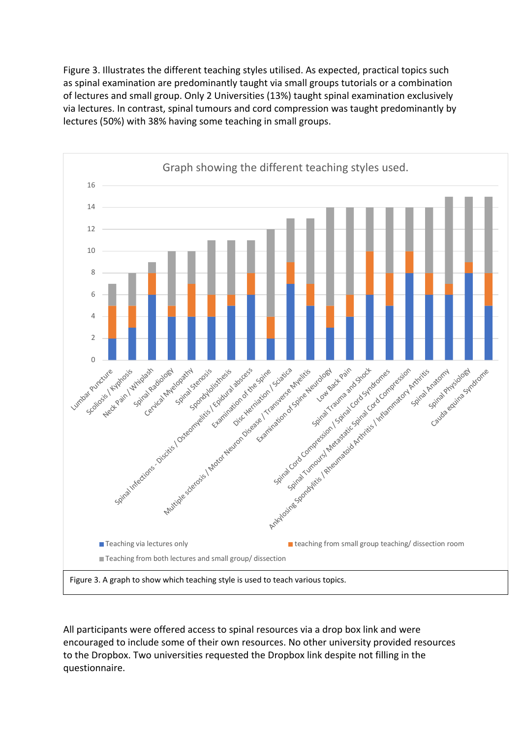Figure 3. Illustrates the different teaching styles utilised. As expected, practical topics such as spinal examination are predominantly taught via small groups tutorials or a combination of lectures and small group. Only 2 Universities (13%) taught spinal examination exclusively via lectures. In contrast, spinal tumours and cord compression was taught predominantly by lectures (50%) with 38% having some teaching in small groups.

Figure 3. A graph to show which teaching style is used to teach various topics.

All participants were offered access to spinal resources via a drop box link and were encouraged to include some of their own resources. No other university provided resources to the Dropbox. Two universities requested the Dropbox link despite not filling in the questionnaire.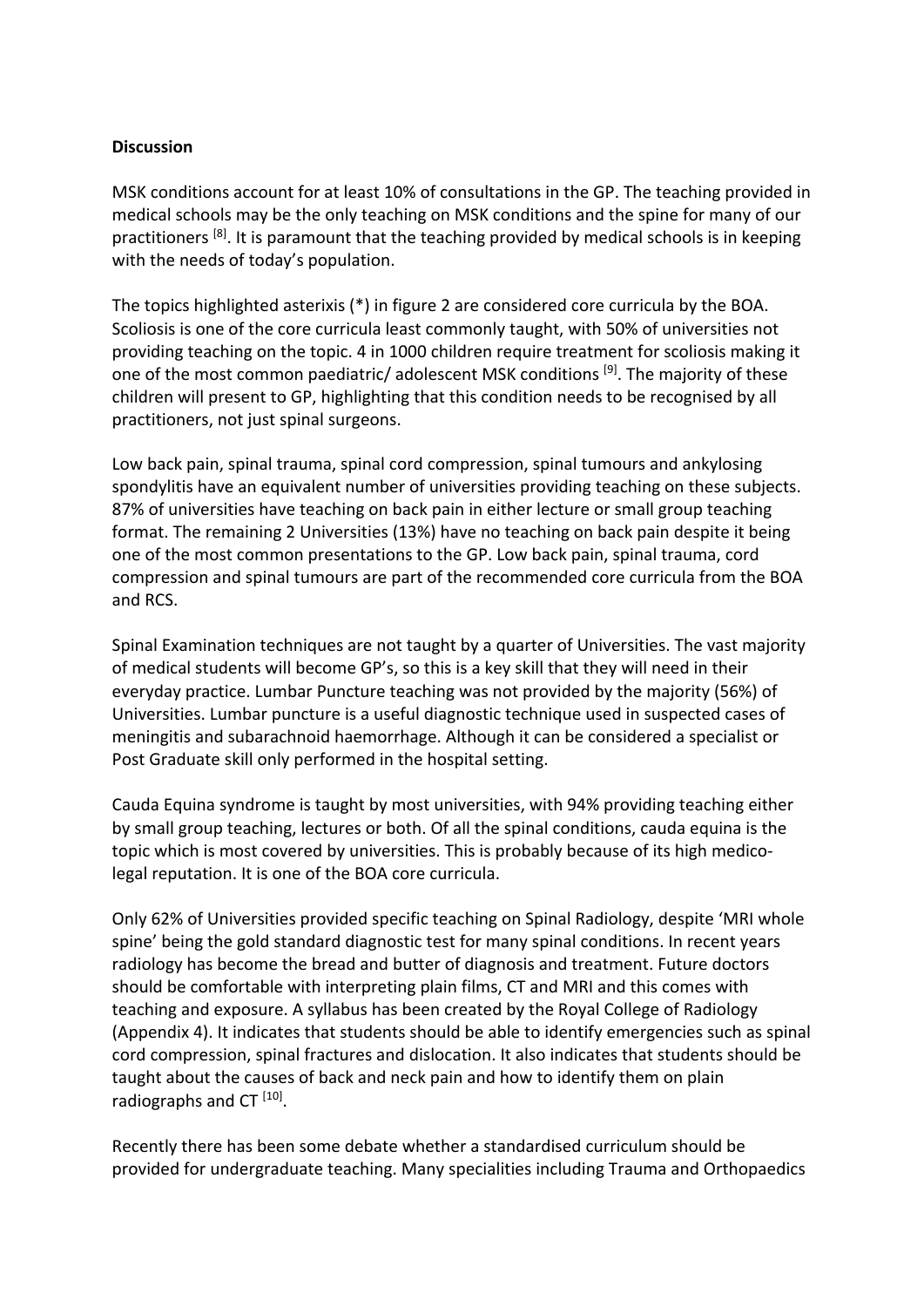**Discussion**

MSK conditions account for at least 10% of consultations in the GP. The teaching provided in medical schools may be the only teaching on MSK conditions and the spine for many of our practitioners [8]. It is paramount that the teaching provided by medical schools is in keeping with the needs of today's population.

The topics highlighted asterixis (*) in figure 2 are considered core curricula by the BOA. Scoliosis is one of the core curricula least commonly taught, with 50% of universities not providing teaching on the topic. 4 in 1000 children require treatment for scoliosis making it one of the most common paediatric/ adolescent MSK conditions [9]. The majority of these children will present to GP, highlighting that this condition needs to be recognised by all practitioners, not just spinal surgeons.

Low back pain, spinal trauma, spinal cord compression, spinal tumours and ankylosing spondylitis have an equivalent number of universities providing teaching on these subjects. 87% of universities have teaching on back pain in either lecture or small group teaching format. The remaining 2 Universities (13%) have no teaching on back pain despite it being one of the most common presentations to the GP. Low back pain, spinal trauma, cord compression and spinal tumours are part of the recommended core curricula from the BOA and RCS.

Spinal Examination techniques are not taught by a quarter of Universities. The vast majority of medical students will become GP's, so this is a key skill that they will need in their everyday practice. Lumbar Puncture teaching was not provided by the majority (56%) of Universities. Lumbar puncture is a useful diagnostic technique used in suspected cases of meningitis and subarachnoid haemorrhage. Although it can be considered a specialist or Post Graduate skill only performed in the hospital setting.

Cauda Equina syndrome is taught by most universities, with 94% providing teaching either by small group teaching, lectures or both. Of all the spinal conditions, cauda equina is the topic which is most covered by universities. This is probably because of its high medico-legal reputation. It is one of the BOA core curricula.

Only 62% of Universities provided specific teaching on Spinal Radiology, despite 'MRI whole spine' being the gold standard diagnostic test for many spinal conditions. In recent years radiology has become the bread and butter of diagnosis and treatment. Future doctors should be comfortable with interpreting plain films, CT and MRI and this comes with teaching and exposure. A syllabus has been created by the Royal College of Radiology (Appendix 4). It indicates that students should be able to identify emergencies such as spinal cord compression, spinal fractures and dislocation. It also indicates that students should be taught about the causes of back and neck pain and how to identify them on plain radiographs and CT [10].

Recently there has been some debate whether a standardised curriculum should be provided for undergraduate teaching. Many specialities including Trauma and Orthopaedics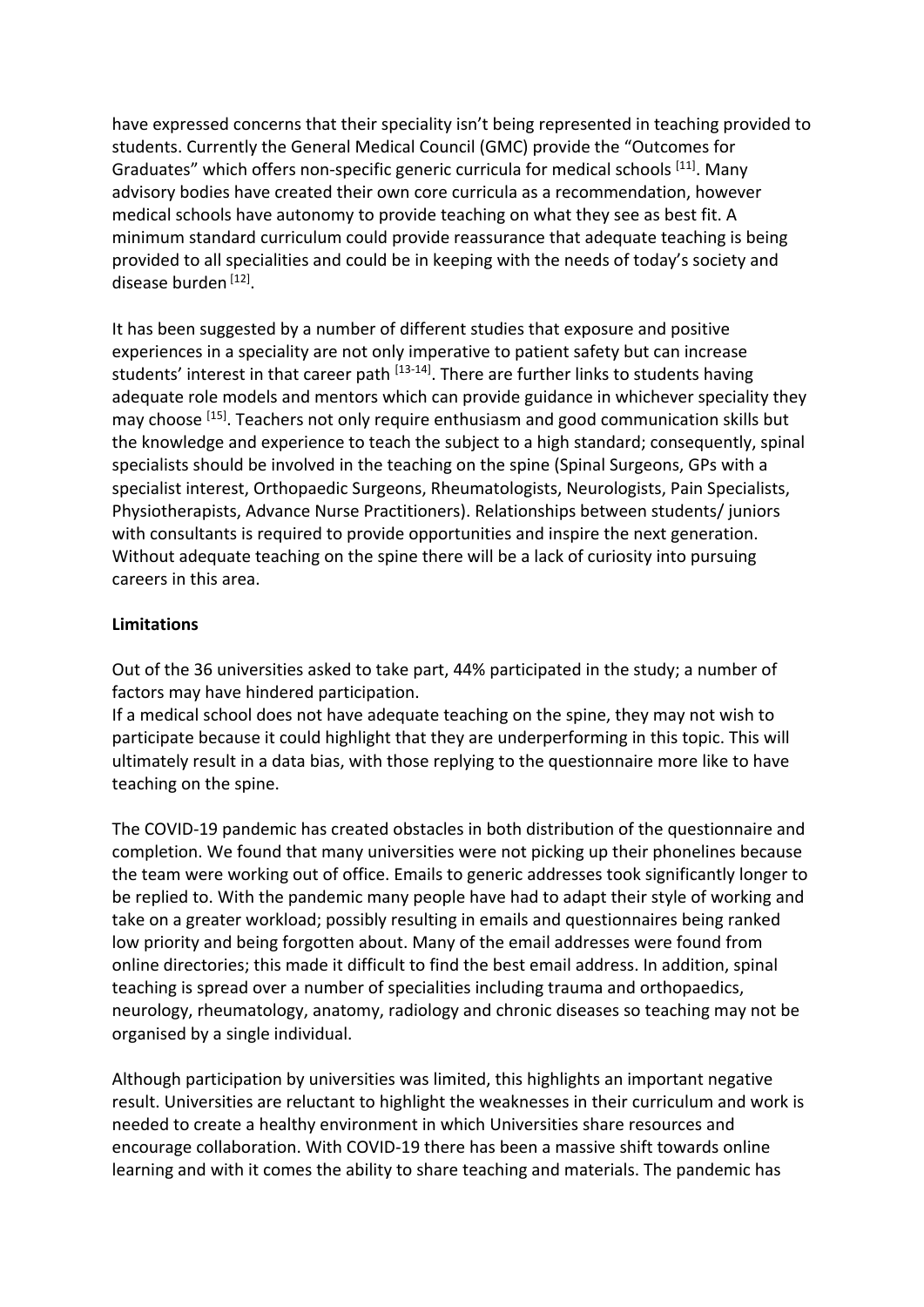have expressed concerns that their speciality isn't being represented in teaching provided to students. Currently the General Medical Council (GMC) provide the "Outcomes for Graduates" which offers non-specific generic curricula for medical schools [11]. Many advisory bodies have created their own core curricula as a recommendation, however medical schools have autonomy to provide teaching on what they see as best fit. A minimum standard curriculum could provide reassurance that adequate teaching is being provided to all specialities and could be in keeping with the needs of today's society and disease burden [12].

It has been suggested by a number of different studies that exposure and positive experiences in a speciality are not only imperative to patient safety but can increase students' interest in that career path [13-14]. There are further links to students having adequate role models and mentors which can provide guidance in whichever speciality they may choose [15]. Teachers not only require enthusiasm and good communication skills but the knowledge and experience to teach the subject to a high standard; consequently, spinal specialists should be involved in the teaching on the spine (Spinal Surgeons, GPs with a specialist interest, Orthopaedic Surgeons, Rheumatologists, Neurologists, Pain Specialists, Physiotherapists, Advance Nurse Practitioners). Relationships between students/ juniors with consultants is required to provide opportunities and inspire the next generation. Without adequate teaching on the spine there will be a lack of curiosity into pursuing careers in this area.

**Limitations**

Out of the 36 universities asked to take part, 44% participated in the study; a number of factors may have hindered participation.
If a medical school does not have adequate teaching on the spine, they may not wish to participate because it could highlight that they are underperforming in this topic. This will ultimately result in a data bias, with those replying to the questionnaire more like to have teaching on the spine.

The COVID-19 pandemic has created obstacles in both distribution of the questionnaire and completion. We found that many universities were not picking up their phonelines because the team were working out of office. Emails to generic addresses took significantly longer to be replied to. With the pandemic many people have had to adapt their style of working and take on a greater workload; possibly resulting in emails and questionnaires being ranked low priority and being forgotten about. Many of the email addresses were found from online directories; this made it difficult to find the best email address. In addition, spinal teaching is spread over a number of specialities including trauma and orthopaedics, neurology, rheumatology, anatomy, radiology and chronic diseases so teaching may not be organised by a single individual.

Although participation by universities was limited, this highlights an important negative result. Universities are reluctant to highlight the weaknesses in their curriculum and work is needed to create a healthy environment in which Universities share resources and encourage collaboration. With COVID-19 there has been a massive shift towards online learning and with it comes the ability to share teaching and materials. The pandemic has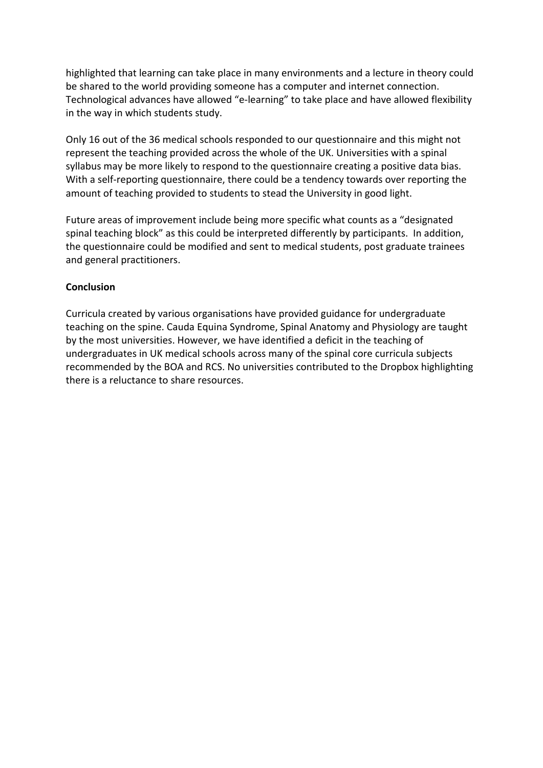highlighted that learning can take place in many environments and a lecture in theory could be shared to the world providing someone has a computer and internet connection. Technological advances have allowed "e-learning" to take place and have allowed flexibility in the way in which students study.

Only 16 out of the 36 medical schools responded to our questionnaire and this might not represent the teaching provided across the whole of the UK. Universities with a spinal syllabus may be more likely to respond to the questionnaire creating a positive data bias. With a self-reporting questionnaire, there could be a tendency towards over reporting the amount of teaching provided to students to stead the University in good light.

Future areas of improvement include being more specific what counts as a "designated spinal teaching block" as this could be interpreted differently by participants. In addition, the questionnaire could be modified and sent to medical students, post graduate trainees and general practitioners.

**Conclusion**

Curricula created by various organisations have provided guidance for undergraduate teaching on the spine. Cauda Equina Syndrome, Spinal Anatomy and Physiology are taught by the most universities. However, we have identified a deficit in the teaching of undergraduates in UK medical schools across many of the spinal core curricula subjects recommended by the BOA and RCS. No universities contributed to the Dropbox highlighting there is a reluctance to share resources.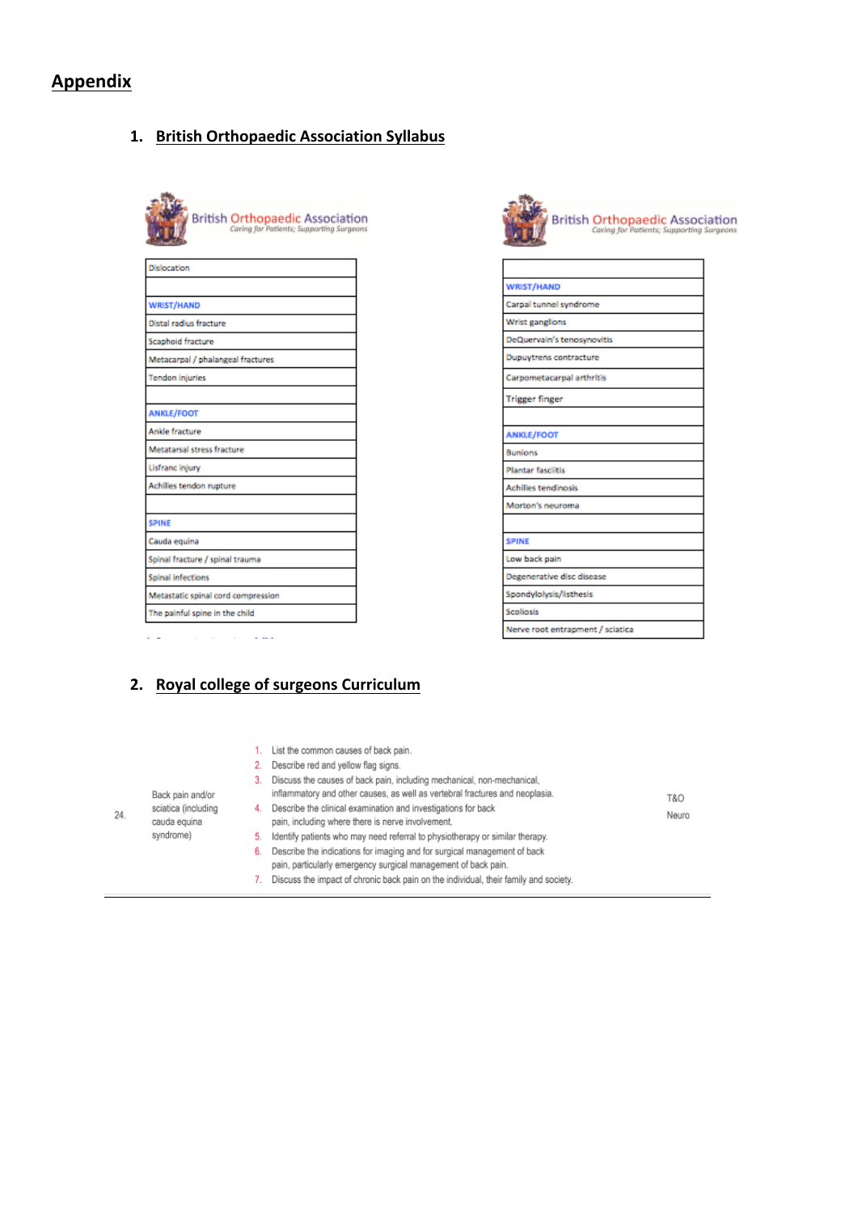# Appendix

## 1. British Orthopaedic Association Syllabus

British Orthopaedic Association
*Caring for Patients; Supporting Surgeons*

| |
|---|
| Dislocation |
| |
| **WRIST/HAND** |
| Distal radius fracture |
| Scaphoid fracture |
| Metacarpal / phalangeal fractures |
| Tendon injuries |
| |
| **ANKLE/FOOT** |
| Ankle fracture |
| Metatarsal stress fracture |
| Lisfranc injury |
| Achilles tendon rupture |
| |
| **SPINE** |
| Cauda equina |
| Spinal fracture / spinal trauma |
| Spinal infections |
| Metastatic spinal cord compression |
| The painful spine in the child |

British Orthopaedic Association
*Caring for Patients; Supporting Surgeons*

| |
|---|
| |
| **WRIST/HAND** |
| Carpal tunnel syndrome |
| Wrist ganglions |
| DeQuervain's tenosynovitis |
| Dupuytrens contracture |
| Carpometacarpal arthritis |
| Trigger finger |
| |
| **ANKLE/FOOT** |
| Bunions |
| Plantar fasciitis |
| Achilles tendinosis |
| Morton's neuroma |
| |
| **SPINE** |
| Low back pain |
| Degenerative disc disease |
| Spondylolysis/listhesis |
| Scoliosis |
| Nerve root entrapment / sciatica |

## 2. Royal college of surgeons Curriculum

| | | | |
|---|---|---|---|
| 24. | Back pain and/or sciatica (including cauda equina syndrome) | 1. List the common causes of back pain.<br>2. Describe red and yellow flag signs.<br>3. Discuss the causes of back pain, including mechanical, non-mechanical, inflammatory and other causes, as well as vertebral fractures and neoplasia.<br>4. Describe the clinical examination and investigations for back pain, including where there is nerve involvement.<br>5. Identify patients who may need referral to physiotherapy or similar therapy.<br>6. Describe the indications for imaging and for surgical management of back pain, particularly emergency surgical management of back pain.<br>7. Discuss the impact of chronic back pain on the individual, their family and society. | T&O<br>Neuro |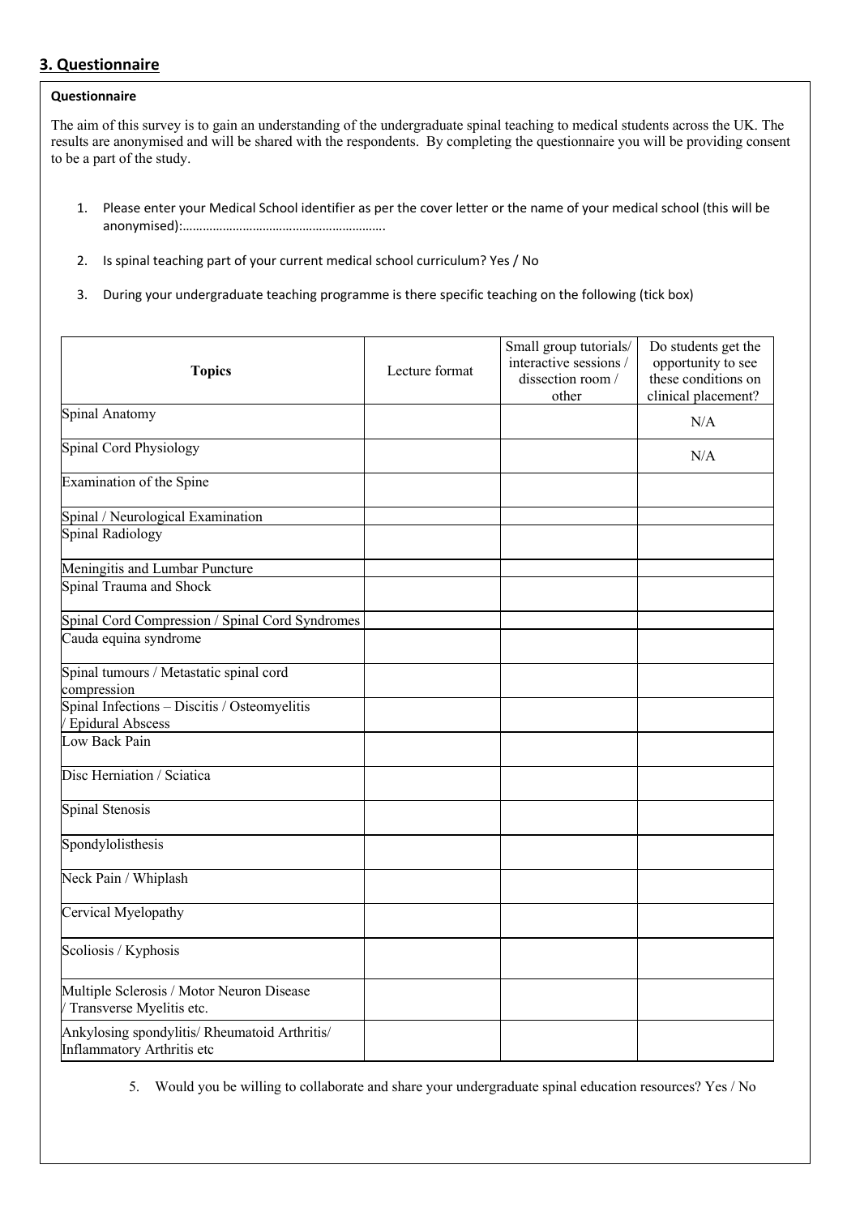## 3. Questionnaire

**Questionnaire**

The aim of this survey is to gain an understanding of the undergraduate spinal teaching to medical students across the UK. The results are anonymised and will be shared with the respondents. By completing the questionnaire you will be providing consent to be a part of the study.

1. Please enter your Medical School identifier as per the cover letter or the name of your medical school (this will be anonymised):…………………………………………………….
2. Is spinal teaching part of your current medical school curriculum? Yes / No
3. During your undergraduate teaching programme is there specific teaching on the following (tick box)

| Topics | Lecture format | Small group tutorials/ interactive sessions / dissection room / other | Do students get the opportunity to see these conditions on clinical placement? |
|---|---|---|---|
| Spinal Anatomy | | | N/A |
| Spinal Cord Physiology | | | N/A |
| Examination of the Spine | | | |
| Spinal / Neurological Examination | | | |
| Spinal Radiology | | | |
| Meningitis and Lumbar Puncture | | | |
| Spinal Trauma and Shock | | | |
| Spinal Cord Compression / Spinal Cord Syndromes | | | |
| Cauda equina syndrome | | | |
| Spinal tumours / Metastatic spinal cord compression | | | |
| Spinal Infections – Discitis / Osteomyelitis / Epidural Abscess | | | |
| Low Back Pain | | | |
| Disc Herniation / Sciatica | | | |
| Spinal Stenosis | | | |
| Spondylolisthesis | | | |
| Neck Pain / Whiplash | | | |
| Cervical Myelopathy | | | |
| Scoliosis / Kyphosis | | | |
| Multiple Sclerosis / Motor Neuron Disease / Transverse Myelitis etc. | | | |
| Ankylosing spondylitis/ Rheumatoid Arthritis/ Inflammatory Arthritis etc | | | |

5. Would you be willing to collaborate and share your undergraduate spinal education resources? Yes / No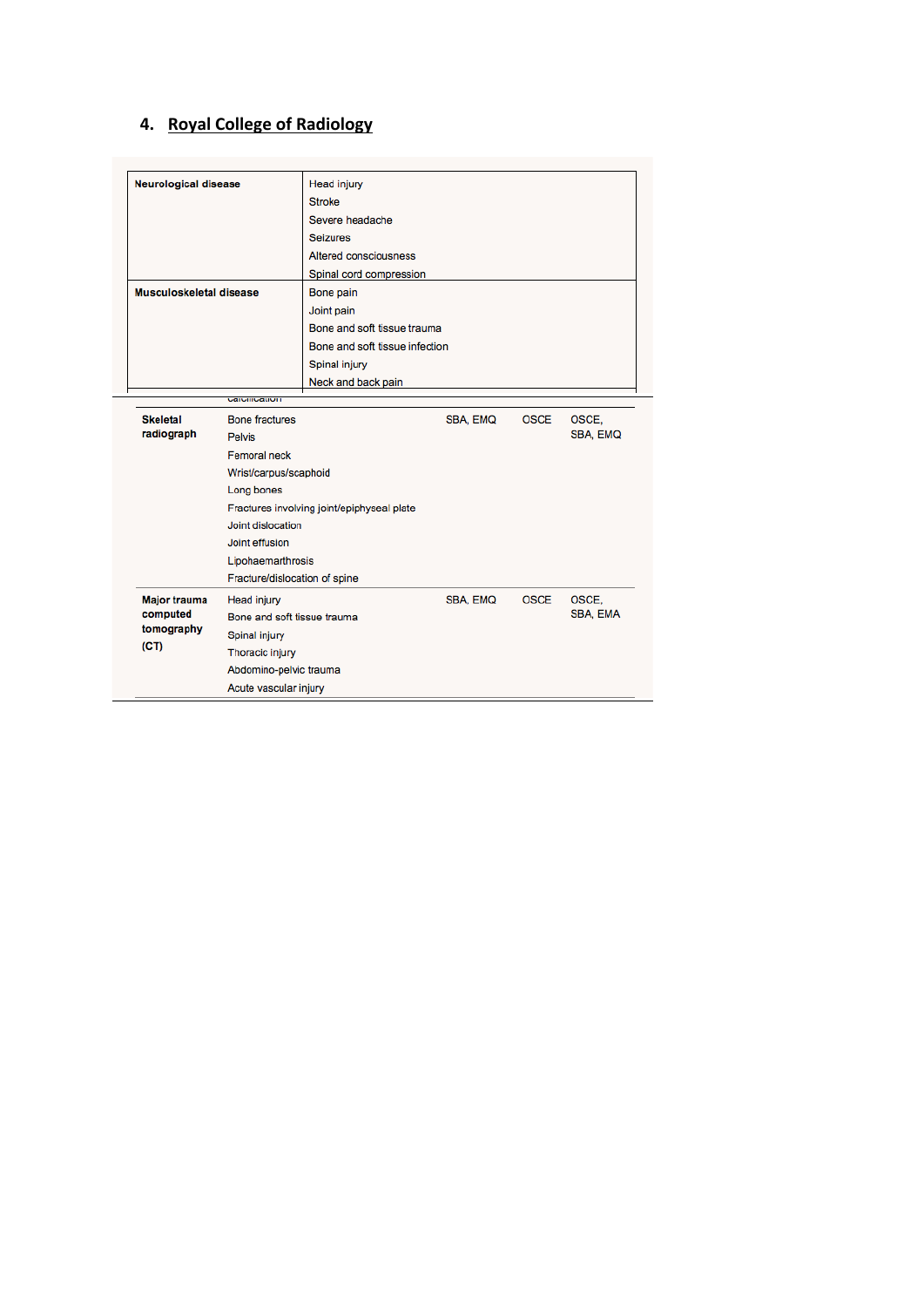## 4. Royal College of Radiology

| | |
|---|---|
| **Neurological disease** | Head injury<br>Stroke<br>Severe headache<br>Seizures<br>Altered consciousness<br>Spinal cord compression |
| **Musculoskeletal disease** | Bone pain<br>Joint pain<br>Bone and soft tissue trauma<br>Bone and soft tissue infection<br>Spinal injury<br>Neck and back pain |

calcification

| | | | | |
|---|---|---|---|---|
| **Skeletal radiograph** | Bone fractures<br>Pelvis<br>Femoral neck<br>Wrist/carpus/scaphoid<br>Long bones<br>Fractures involving joint/epiphyseal plate<br>Joint dislocation<br>Joint effusion<br>Lipohaemarthrosis<br>Fracture/dislocation of spine | SBA, EMQ | OSCE | OSCE, SBA, EMQ |
| **Major trauma computed tomography (CT)** | Head injury<br>Bone and soft tissue trauma<br>Spinal injury<br>Thoracic injury<br>Abdomino-pelvic trauma<br>Acute vascular injury | SBA, EMQ | OSCE | OSCE, SBA, EMA |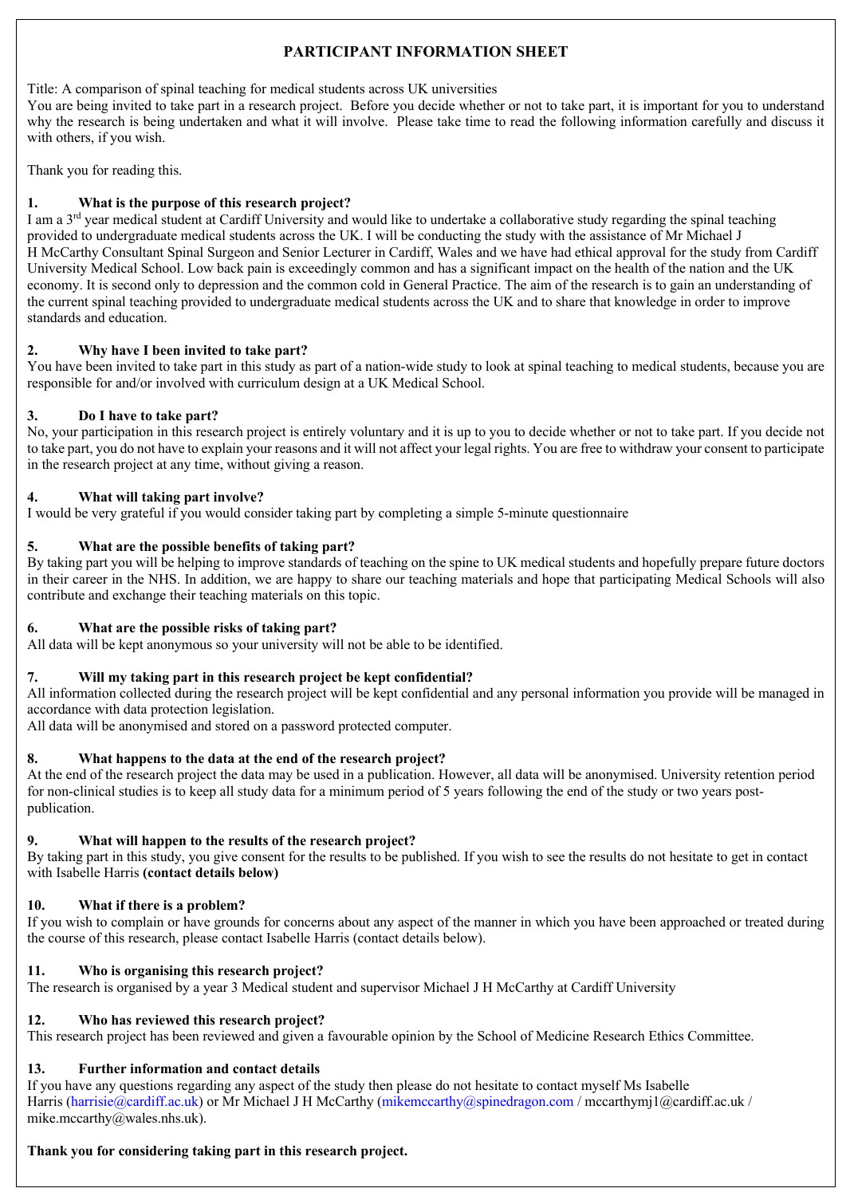# PARTICIPANT INFORMATION SHEET

Title: A comparison of spinal teaching for medical students across UK universities

You are being invited to take part in a research project. Before you decide whether or not to take part, it is important for you to understand why the research is being undertaken and what it will involve. Please take time to read the following information carefully and discuss it with others, if you wish.

Thank you for reading this.

## 1. What is the purpose of this research project?

I am a 3rd year medical student at Cardiff University and would like to undertake a collaborative study regarding the spinal teaching provided to undergraduate medical students across the UK. I will be conducting the study with the assistance of Mr Michael J H McCarthy Consultant Spinal Surgeon and Senior Lecturer in Cardiff, Wales and we have had ethical approval for the study from Cardiff University Medical School. Low back pain is exceedingly common and has a significant impact on the health of the nation and the UK economy. It is second only to depression and the common cold in General Practice. The aim of the research is to gain an understanding of the current spinal teaching provided to undergraduate medical students across the UK and to share that knowledge in order to improve standards and education.

## 2. Why have I been invited to take part?

You have been invited to take part in this study as part of a nation-wide study to look at spinal teaching to medical students, because you are responsible for and/or involved with curriculum design at a UK Medical School.

## 3. Do I have to take part?

No, your participation in this research project is entirely voluntary and it is up to you to decide whether or not to take part. If you decide not to take part, you do not have to explain your reasons and it will not affect your legal rights. You are free to withdraw your consent to participate in the research project at any time, without giving a reason.

## 4. What will taking part involve?

I would be very grateful if you would consider taking part by completing a simple 5-minute questionnaire

## 5. What are the possible benefits of taking part?

By taking part you will be helping to improve standards of teaching on the spine to UK medical students and hopefully prepare future doctors in their career in the NHS. In addition, we are happy to share our teaching materials and hope that participating Medical Schools will also contribute and exchange their teaching materials on this topic.

## 6. What are the possible risks of taking part?

All data will be kept anonymous so your university will not be able to be identified.

## 7. Will my taking part in this research project be kept confidential?

All information collected during the research project will be kept confidential and any personal information you provide will be managed in accordance with data protection legislation.

All data will be anonymised and stored on a password protected computer.

## 8. What happens to the data at the end of the research project?

At the end of the research project the data may be used in a publication. However, all data will be anonymised. University retention period for non-clinical studies is to keep all study data for a minimum period of 5 years following the end of the study or two years post-publication.

## 9. What will happen to the results of the research project?

By taking part in this study, you give consent for the results to be published. If you wish to see the results do not hesitate to get in contact with Isabelle Harris **(contact details below)**

## 10. What if there is a problem?

If you wish to complain or have grounds for concerns about any aspect of the manner in which you have been approached or treated during the course of this research, please contact Isabelle Harris (contact details below).

## 11. Who is organising this research project?

The research is organised by a year 3 Medical student and supervisor Michael J H McCarthy at Cardiff University

## 12. Who has reviewed this research project?

This research project has been reviewed and given a favourable opinion by the School of Medicine Research Ethics Committee.

## 13. Further information and contact details

If you have any questions regarding any aspect of the study then please do not hesitate to contact myself Ms Isabelle Harris (harrisie@cardiff.ac.uk) or Mr Michael J H McCarthy (mikemccarthy@spinedragon.com / mccarthymj1@cardiff.ac.uk / mike.mccarthy@wales.nhs.uk).

**Thank you for considering taking part in this research project.**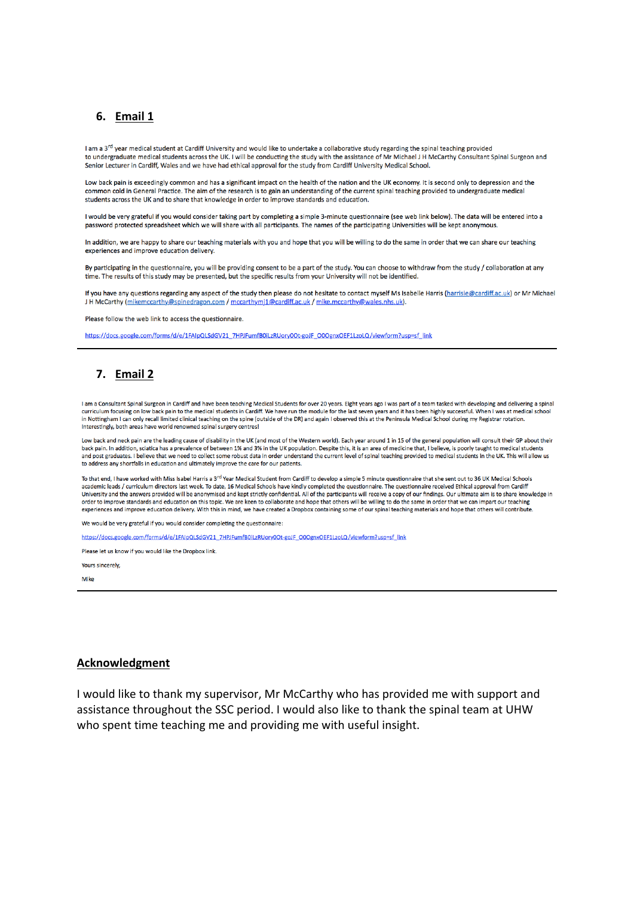## 6. Email 1

I am a 3rd year medical student at Cardiff University and would like to undertake a collaborative study regarding the spinal teaching provided to undergraduate medical students across the UK. I will be conducting the study with the assistance of Mr Michael J H McCarthy Consultant Spinal Surgeon and Senior Lecturer in Cardiff, Wales and we have had ethical approval for the study from Cardiff University Medical School.

Low back pain is exceedingly common and has a significant impact on the health of the nation and the UK economy. It is second only to depression and the common cold in General Practice. The aim of the research is to gain an understanding of the current spinal teaching provided to undergraduate medical students across the UK and to share that knowledge in order to improve standards and education.

I would be very grateful if you would consider taking part by completing a simple 3-minute questionnaire (see web link below). The data will be entered into a password protected spreadsheet which we will share with all participants. The names of the participating Universities will be kept anonymous.

In addition, we are happy to share our teaching materials with you and hope that you will be willing to do the same in order that we can share our teaching experiences and improve education delivery.

By participating in the questionnaire, you will be providing consent to be a part of the study. You can choose to withdraw from the study / collaboration at any time. The results of this study may be presented, but the specific results from your University will not be identified.

If you have any questions regarding any aspect of the study then please do not hesitate to contact myself Ms Isabelle Harris (harrisie@cardiff.ac.uk) or Mr Michael J H McCarthy (mikemccarthy@spinedragon.com / mccarthymj1@cardiff.ac.uk / mike.mccarthy@wales.nhs.uk).

Please follow the web link to access the questionnaire.

https://docs.google.com/forms/d/e/1FAIpQLSdGV21_7HPJFumfB0iLzRUory0Ot-goJF_O0OgnxOEF1LzoLQ/viewform?usp=sf_link

---

## 7. Email 2

I am a Consultant Spinal Surgeon in Cardiff and have been teaching Medical Students for over 20 years. Eight years ago I was part of a team tasked with developing and delivering a spinal curriculum focusing on low back pain to the medical students in Cardiff. We have run the module for the last seven years and it has been highly successful. When I was at medical school in Nottingham I can only recall limited clinical teaching on the spine (outside of the DR) and again I observed this at the Peninsula Medical School during my Registrar rotation. Interestingly, both areas have world renowned spinal surgery centres!

Low back and neck pain are the leading cause of disability in the UK (and most of the Western world). Each year around 1 in 15 of the general population will consult their GP about their back pain. In addition, sciatica has a prevalence of between 1% and 3% in the UK population. Despite this, it is an area of medicine that, I believe, is poorly taught to medical students and post graduates. I believe that we need to collect some robust data in order understand the current level of spinal teaching provided to medical students in the UK. This will allow us to address any shortfalls in education and ultimately improve the care for our patients.

To that end, I have worked with Miss Isabel Harris a 3rd Year Medical Student from Cardiff to develop a simple 5 minute questionnaire that she sent out to 36 UK Medical Schools academic leads / curriculum directors last week. To date, 16 Medical Schools have kindly completed the questionnaire. The questionnaire received Ethical approval from Cardiff University and the answers provided will be anonymised and kept strictly confidential. All of the participants will receive a copy of our findings. Our ultimate aim is to share knowledge in order to improve standards and education on this topic. We are keen to collaborate and hope that others will be willing to do the same in order that we can impart our teaching experiences and improve education delivery. With this in mind, we have created a Dropbox containing some of our spinal teaching materials and hope that others will contribute.

We would be very grateful if you would consider completing the questionnaire:

https://docs.google.com/forms/d/e/1FAIpQLSdGV21_7HPJFumfB0iLzRUory0Ot-goJF_O0OgnxOEF1LzoLQ/viewform?usp=sf_link

Please let us know if you would like the Dropbox link.

Yours sincerely,

Mike

---

## Acknowledgment

I would like to thank my supervisor, Mr McCarthy who has provided me with support and assistance throughout the SSC period. I would also like to thank the spinal team at UHW who spent time teaching me and providing me with useful insight.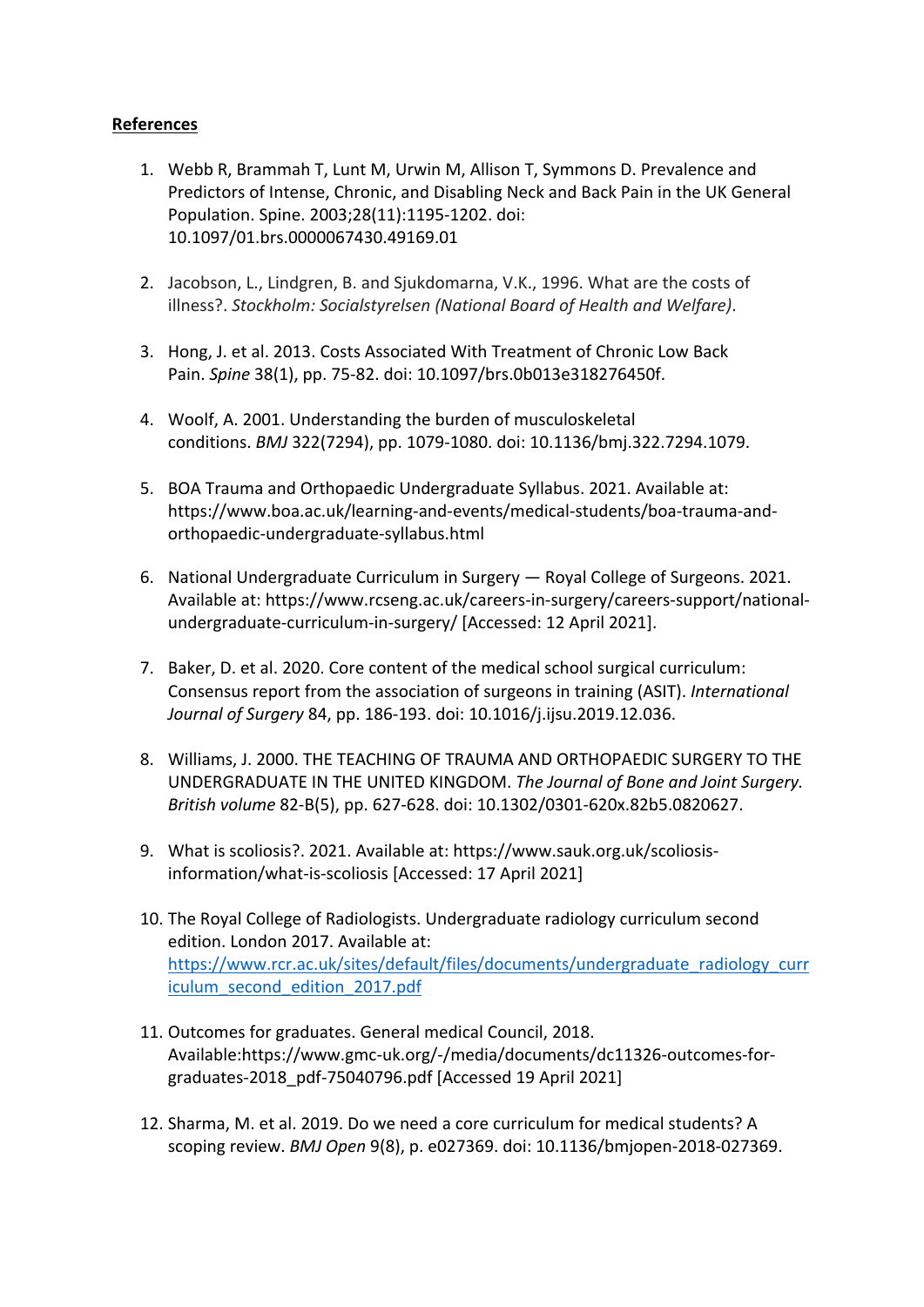**References**

1. Webb R, Brammah T, Lunt M, Urwin M, Allison T, Symmons D. Prevalence and Predictors of Intense, Chronic, and Disabling Neck and Back Pain in the UK General Population. Spine. 2003;28(11):1195-1202. doi: 10.1097/01.brs.0000067430.49169.01

2. Jacobson, L., Lindgren, B. and Sjukdomarna, V.K., 1996. What are the costs of illness?. *Stockholm: Socialstyrelsen (National Board of Health and Welfare)*.

3. Hong, J. et al. 2013. Costs Associated With Treatment of Chronic Low Back Pain. *Spine* 38(1), pp. 75-82. doi: 10.1097/brs.0b013e318276450f.

4. Woolf, A. 2001. Understanding the burden of musculoskeletal conditions. *BMJ* 322(7294), pp. 1079-1080. doi: 10.1136/bmj.322.7294.1079.

5. BOA Trauma and Orthopaedic Undergraduate Syllabus. 2021. Available at: https://www.boa.ac.uk/learning-and-events/medical-students/boa-trauma-and-orthopaedic-undergraduate-syllabus.html

6. National Undergraduate Curriculum in Surgery — Royal College of Surgeons. 2021. Available at: https://www.rcseng.ac.uk/careers-in-surgery/careers-support/national-undergraduate-curriculum-in-surgery/ [Accessed: 12 April 2021].

7. Baker, D. et al. 2020. Core content of the medical school surgical curriculum: Consensus report from the association of surgeons in training (ASIT). *International Journal of Surgery* 84, pp. 186-193. doi: 10.1016/j.ijsu.2019.12.036.

8. Williams, J. 2000. THE TEACHING OF TRAUMA AND ORTHOPAEDIC SURGERY TO THE UNDERGRADUATE IN THE UNITED KINGDOM. *The Journal of Bone and Joint Surgery. British volume* 82-B(5), pp. 627-628. doi: 10.1302/0301-620x.82b5.0820627.

9. What is scoliosis?. 2021. Available at: https://www.sauk.org.uk/scoliosis-information/what-is-scoliosis [Accessed: 17 April 2021]

10. The Royal College of Radiologists. Undergraduate radiology curriculum second edition. London 2017. Available at: https://www.rcr.ac.uk/sites/default/files/documents/undergraduate_radiology_curriculum_second_edition_2017.pdf

11. Outcomes for graduates. General medical Council, 2018. Available:https://www.gmc-uk.org/-/media/documents/dc11326-outcomes-for-graduates-2018_pdf-75040796.pdf [Accessed 19 April 2021]

12. Sharma, M. et al. 2019. Do we need a core curriculum for medical students? A scoping review. *BMJ Open* 9(8), p. e027369. doi: 10.1136/bmjopen-2018-027369.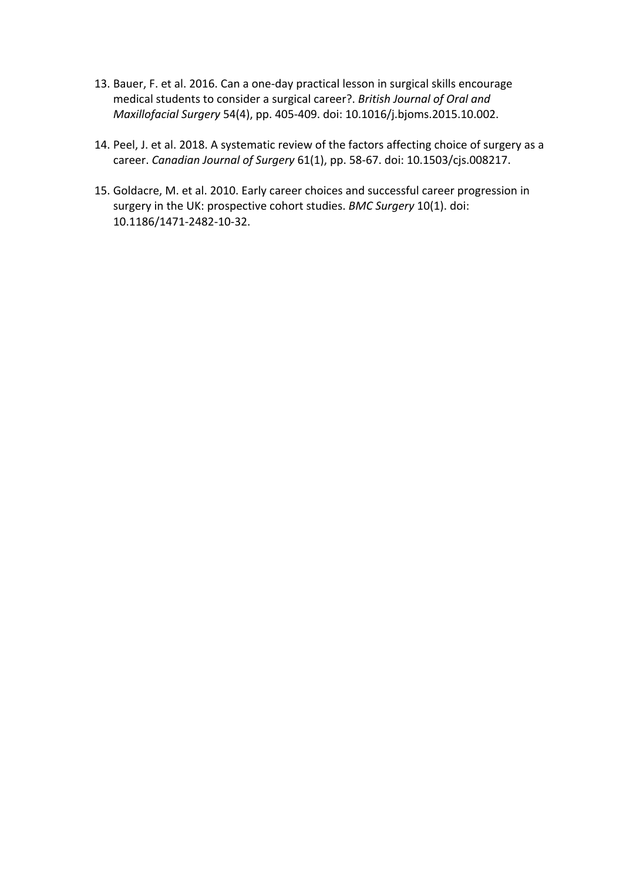13. Bauer, F. et al. 2016. Can a one-day practical lesson in surgical skills encourage medical students to consider a surgical career?. *British Journal of Oral and Maxillofacial Surgery* 54(4), pp. 405-409. doi: 10.1016/j.bjoms.2015.10.002.

14. Peel, J. et al. 2018. A systematic review of the factors affecting choice of surgery as a career. *Canadian Journal of Surgery* 61(1), pp. 58-67. doi: 10.1503/cjs.008217.

15. Goldacre, M. et al. 2010. Early career choices and successful career progression in surgery in the UK: prospective cohort studies. *BMC Surgery* 10(1). doi: 10.1186/1471-2482-10-32.